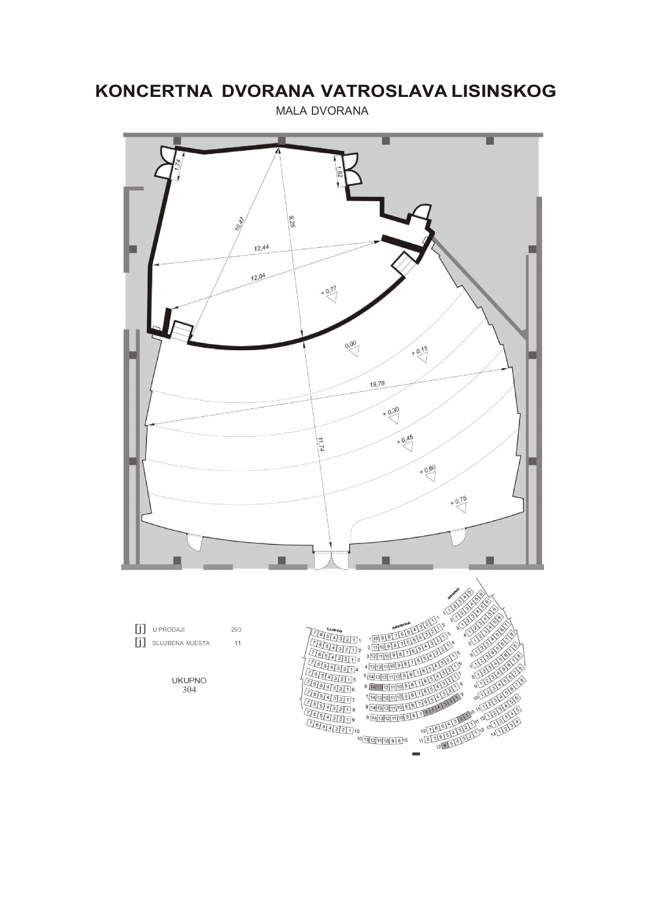# KONCERTNA DVORANA VATROSLAVA LISINSKOG

MALA DVORANA

| | | |
|---|---|---|
| [j] | U PRODAJI | 293 |
| [j] | SLUŽBENA MJESTA | 11 |

UKUPNO
304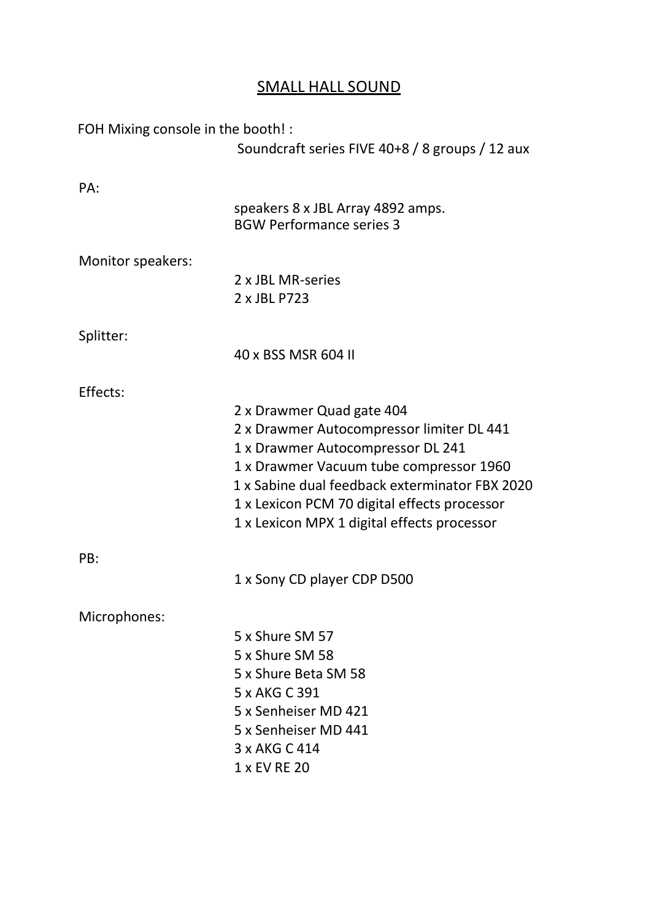# SMALL HALL SOUND

FOH Mixing console in the booth! :
Soundcraft series FIVE 40+8 / 8 groups / 12 aux

PA:
speakers 8 x JBL Array 4892 amps.
BGW Performance series 3

Monitor speakers:
2 x JBL MR-series
2 x JBL P723

Splitter:
40 x BSS MSR 604 II

Effects:
2 x Drawmer Quad gate 404
2 x Drawmer Autocompressor limiter DL 441
1 x Drawmer Autocompressor DL 241
1 x Drawmer Vacuum tube compressor 1960
1 x Sabine dual feedback exterminator FBX 2020
1 x Lexicon PCM 70 digital effects processor
1 x Lexicon MPX 1 digital effects processor

PB:
1 x Sony CD player CDP D500

Microphones:
5 x Shure SM 57
5 x Shure SM 58
5 x Shure Beta SM 58
5 x AKG C 391
5 x Senheiser MD 421
5 x Senheiser MD 441
3 x AKG C 414
1 x EV RE 20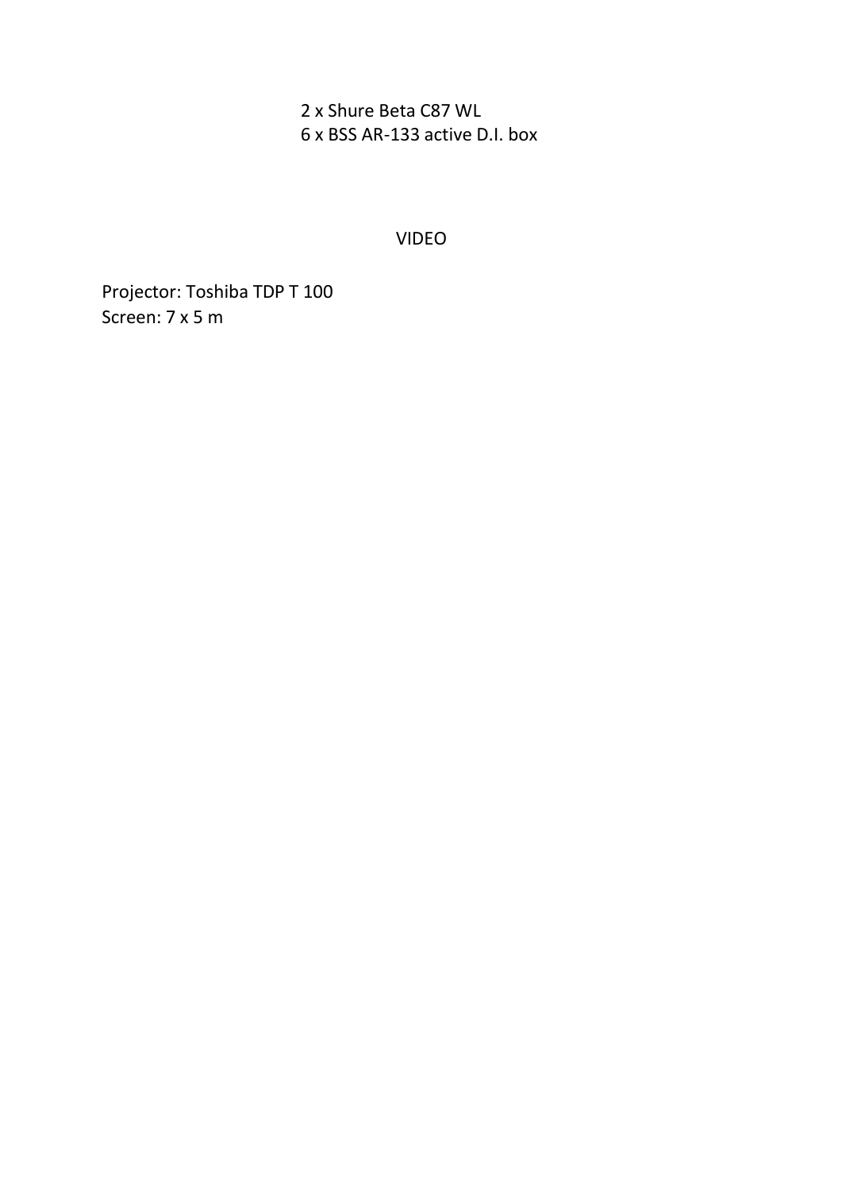2 x Shure Beta C87 WL
6 x BSS AR-133 active D.I. box

## VIDEO

Projector: Toshiba TDP T 100
Screen: 7 x 5 m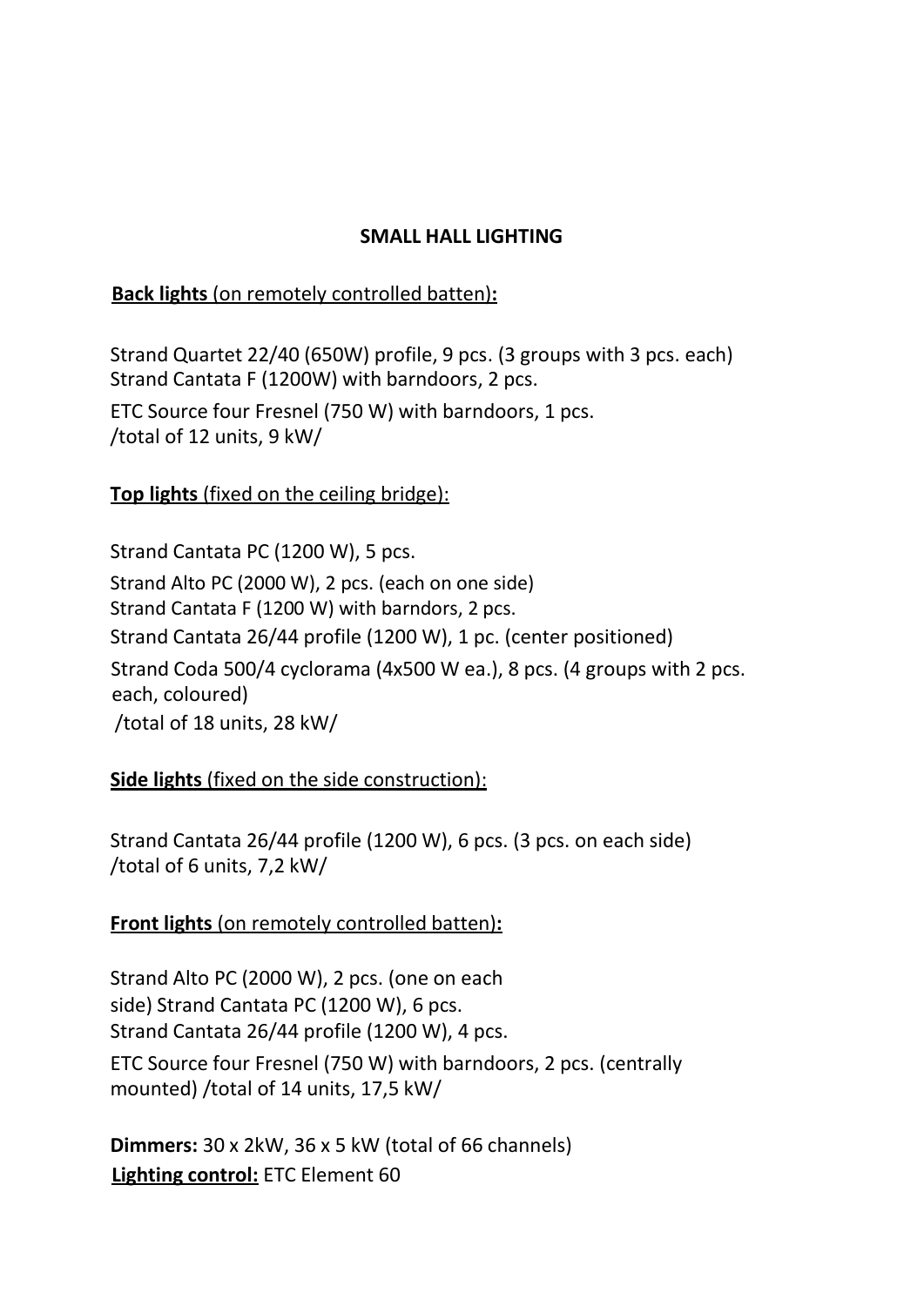## SMALL HALL LIGHTING

**Back lights** (on remotely controlled batten)**:**

Strand Quartet 22/40 (650W) profile, 9 pcs. (3 groups with 3 pcs. each)
Strand Cantata F (1200W) with barndoors, 2 pcs.
ETC Source four Fresnel (750 W) with barndoors, 1 pcs.
/total of 12 units, 9 kW/

**Top lights** (fixed on the ceiling bridge):

Strand Cantata PC (1200 W), 5 pcs.
Strand Alto PC (2000 W), 2 pcs. (each on one side)
Strand Cantata F (1200 W) with barndors, 2 pcs.
Strand Cantata 26/44 profile (1200 W), 1 pc. (center positioned)
Strand Coda 500/4 cyclorama (4x500 W ea.), 8 pcs. (4 groups with 2 pcs. each, coloured)
/total of 18 units, 28 kW/

**Side lights** (fixed on the side construction):

Strand Cantata 26/44 profile (1200 W), 6 pcs. (3 pcs. on each side)
/total of 6 units, 7,2 kW/

**Front lights** (on remotely controlled batten)**:**

Strand Alto PC (2000 W), 2 pcs. (one on each side) Strand Cantata PC (1200 W), 6 pcs.
Strand Cantata 26/44 profile (1200 W), 4 pcs.
ETC Source four Fresnel (750 W) with barndoors, 2 pcs. (centrally mounted) /total of 14 units, 17,5 kW/

**Dimmers:** 30 x 2kW, 36 x 5 kW (total of 66 channels)
**Lighting control:** ETC Element 60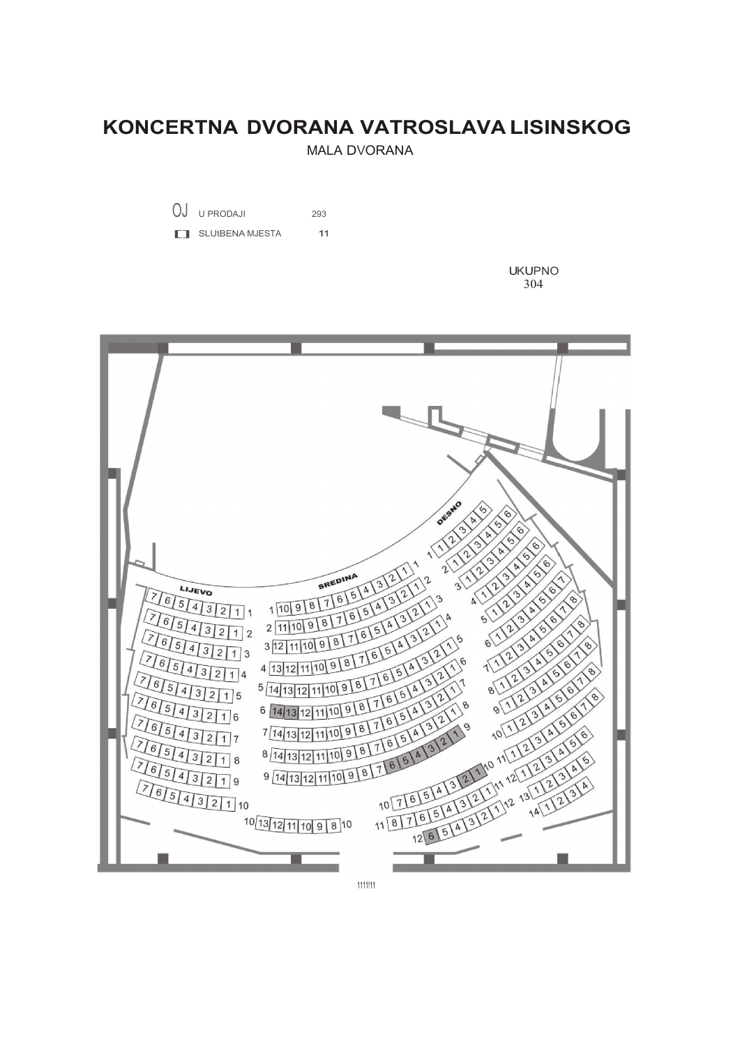# KONCERTNA DVORANA VATROSLAVA LISINSKOG

MALA DVORANA

| | | |
|---|---|---|
| OJ | U PRODAJI | 293 |
| [ ] | SLUtBENA MJESTA | 11 |

UKUPNO
304

LIJEVO

SREDINA

DESNO

1111!11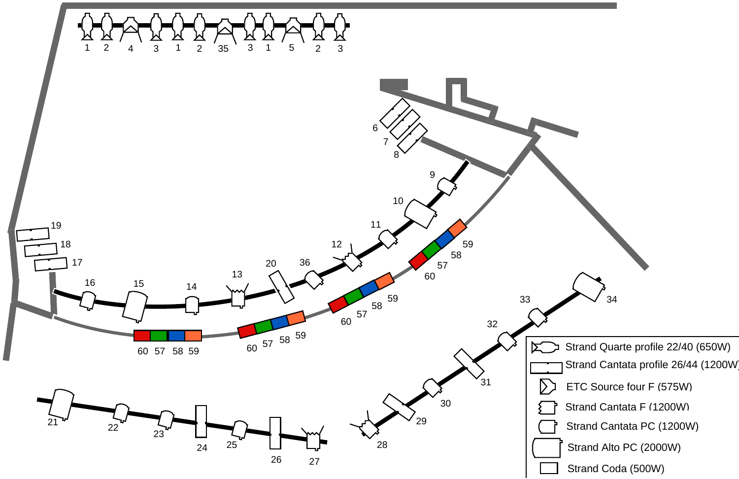1 2 4 3 1 2 35 3 1 5 2 3

6
7
8
9
10
11
12
13
14
15
16
17
18
19
20
21
22
23
24
25
26
27
28
29
30
31
32
33
34
36

60 57 58 59
60 57 58 59
60 57 58 59
60 57 58 59

Strand Quarte profile 22/40 (650W)
Strand Cantata profile 26/44 (1200W)
ETC Source four F (575W)
Strand Cantata F (1200W)
Strand Cantata PC (1200W)
Strand Alto PC (2000W)
Strand Coda (500W)